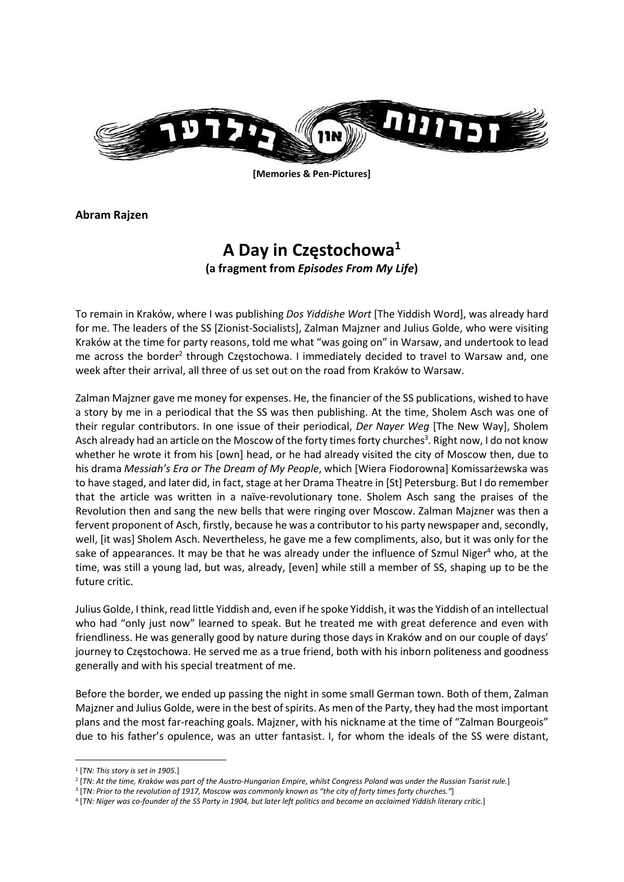זכרונות און בילדער

**[Memories & Pen-Pictures]**

**Abram Rajzen**

# A Day in Częstochowa[1]

**(a fragment from *Episodes From My Life*)**

To remain in Kraków, where I was publishing *Dos Yiddishe Wort* [The Yiddish Word], was already hard for me. The leaders of the SS [Zionist-Socialists], Zalman Majzner and Julius Golde, who were visiting Kraków at the time for party reasons, told me what "was going on" in Warsaw, and undertook to lead me across the border[2] through Częstochowa. I immediately decided to travel to Warsaw and, one week after their arrival, all three of us set out on the road from Kraków to Warsaw.

Zalman Majzner gave me money for expenses. He, the financier of the SS publications, wished to have a story by me in a periodical that the SS was then publishing. At the time, Sholem Asch was one of their regular contributors. In one issue of their periodical, *Der Nayer Weg* [The New Way], Sholem Asch already had an article on the Moscow of the forty times forty churches[3]. Right now, I do not know whether he wrote it from his [own] head, or he had already visited the city of Moscow then, due to his drama *Messiah's Era or The Dream of My People*, which [Wiera Fiodorowna] Komissarżewska was to have staged, and later did, in fact, stage at her Drama Theatre in [St] Petersburg. But I do remember that the article was written in a naïve-revolutionary tone. Sholem Asch sang the praises of the Revolution then and sang the new bells that were ringing over Moscow. Zalman Majzner was then a fervent proponent of Asch, firstly, because he was a contributor to his party newspaper and, secondly, well, [it was] Sholem Asch. Nevertheless, he gave me a few compliments, also, but it was only for the sake of appearances. It may be that he was already under the influence of Szmul Niger[4] who, at the time, was still a young lad, but was, already, [even] while still a member of SS, shaping up to be the future critic.

Julius Golde, I think, read little Yiddish and, even if he spoke Yiddish, it was the Yiddish of an intellectual who had "only just now" learned to speak. But he treated me with great deference and even with friendliness. He was generally good by nature during those days in Kraków and on our couple of days' journey to Częstochowa. He served me as a true friend, both with his inborn politeness and goodness generally and with his special treatment of me.

Before the border, we ended up passing the night in some small German town. Both of them, Zalman Majzner and Julius Golde, were in the best of spirits. As men of the Party, they had the most important plans and the most far-reaching goals. Majzner, with his nickname at the time of "Zalman Bourgeois" due to his father's opulence, was an utter fantasist. I, for whom the ideals of the SS were distant,

---

[1] [*TN: This story is set in 1905.*]

[2] [*TN: At the time, Kraków was part of the Austro-Hungarian Empire, whilst Congress Poland was under the Russian Tsarist rule.*]

[3] [*TN: Prior to the revolution of 1917, Moscow was commonly known as "the city of forty times forty churches."*]

[4] [*TN: Niger was co-founder of the SS Party in 1904, but later left politics and became an acclaimed Yiddish literary critic.*]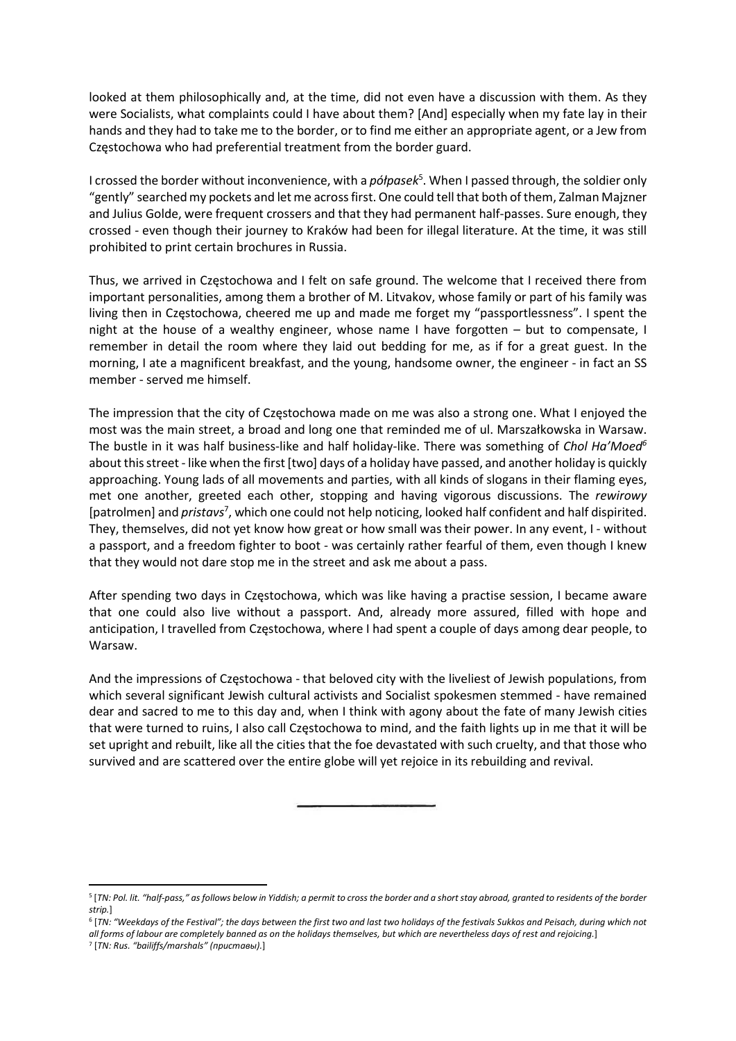looked at them philosophically and, at the time, did not even have a discussion with them. As they were Socialists, what complaints could I have about them? [And] especially when my fate lay in their hands and they had to take me to the border, or to find me either an appropriate agent, or a Jew from Częstochowa who had preferential treatment from the border guard.

I crossed the border without inconvenience, with a ***półpasek***[5]. When I passed through, the soldier only "gently" searched my pockets and let me across first. One could tell that both of them, Zalman Majzner and Julius Golde, were frequent crossers and that they had permanent half-passes. Sure enough, they crossed - even though their journey to Kraków had been for illegal literature. At the time, it was still prohibited to print certain brochures in Russia.

Thus, we arrived in Częstochowa and I felt on safe ground. The welcome that I received there from important personalities, among them a brother of M. Litvakov, whose family or part of his family was living then in Częstochowa, cheered me up and made me forget my "passportlessness". I spent the night at the house of a wealthy engineer, whose name I have forgotten – but to compensate, I remember in detail the room where they laid out bedding for me, as if for a great guest. In the morning, I ate a magnificent breakfast, and the young, handsome owner, the engineer - in fact an SS member - served me himself.

The impression that the city of Częstochowa made on me was also a strong one. What I enjoyed the most was the main street, a broad and long one that reminded me of ul. Marszałkowska in Warsaw. The bustle in it was half business-like and half holiday-like. There was something of *Chol Ha'Moed*[6] about this street - like when the first [two] days of a holiday have passed, and another holiday is quickly approaching. Young lads of all movements and parties, with all kinds of slogans in their flaming eyes, met one another, greeted each other, stopping and having vigorous discussions. The *rewirowy* [patrolmen] and ***pristavs***[7], which one could not help noticing, looked half confident and half dispirited. They, themselves, did not yet know how great or how small was their power. In any event, I - without a passport, and a freedom fighter to boot - was certainly rather fearful of them, even though I knew that they would not dare stop me in the street and ask me about a pass.

After spending two days in Częstochowa, which was like having a practise session, I became aware that one could also live without a passport. And, already more assured, filled with hope and anticipation, I travelled from Częstochowa, where I had spent a couple of days among dear people, to Warsaw.

And the impressions of Częstochowa - that beloved city with the liveliest of Jewish populations, from which several significant Jewish cultural activists and Socialist spokesmen stemmed - have remained dear and sacred to me to this day and, when I think with agony about the fate of many Jewish cities that were turned to ruins, I also call Częstochowa to mind, and the faith lights up in me that it will be set upright and rebuilt, like all the cities that the foe devastated with such cruelty, and that those who survived and are scattered over the entire globe will yet rejoice in its rebuilding and revival.

---

[5] [*TN: Pol. lit. "half-pass," as follows below in Yiddish; a permit to cross the border and a short stay abroad, granted to residents of the border strip.*]

[6] [*TN: "Weekdays of the Festival"; the days between the first two and last two holidays of the festivals Sukkos and Peisach, during which not all forms of labour are completely banned as on the holidays themselves, but which are nevertheless days of rest and rejoicing.*]

[7] [*TN: Rus. "bailiffs/marshals" (приставы).*]